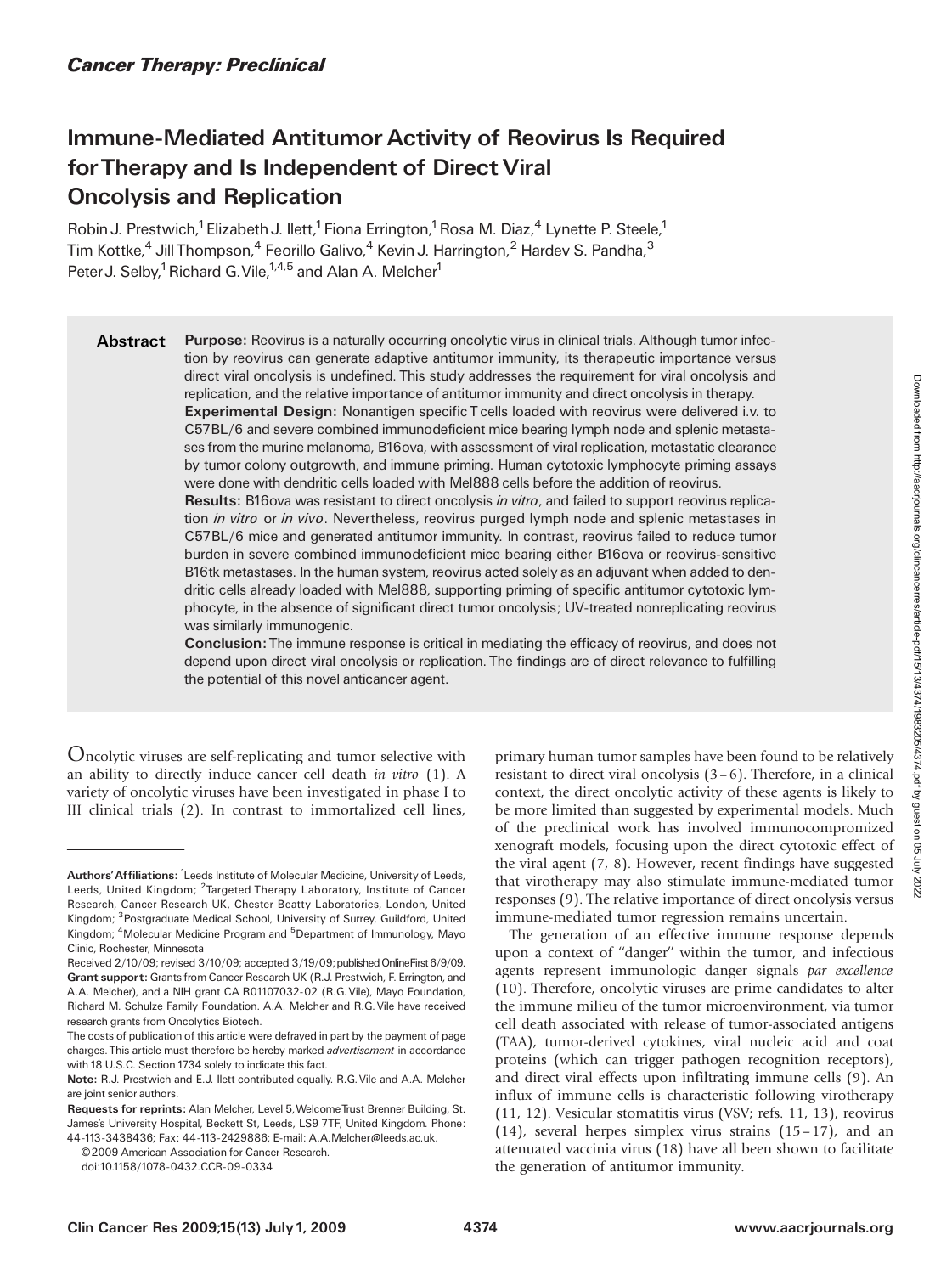# Immune-Mediated Antitumor Activity of Reovirus Is Required for Therapy and Is Independent of Direct Viral Oncolysis and Replication

Robin J. Prestwich,[1] Elizabeth J. Ilett,[1] Fiona Errington,[1] Rosa M. Diaz,[4] Lynette P. Steele,[1] Tim Kottke,[4] Jill Thompson,[4] Feorillo Galivo,[4] Kevin J. Harrington,[2] Hardev S. Pandha,[3] Peter J. Selby,[1] Richard G. Vile,[1,4,5] and Alan A. Melcher[1]

## Abstract

**Purpose:** Reovirus is a naturally occurring oncolytic virus in clinical trials. Although tumor infection by reovirus can generate adaptive antitumor immunity, its therapeutic importance versus direct viral oncolysis is undefined. This study addresses the requirement for viral oncolysis and replication, and the relative importance of antitumor immunity and direct oncolysis in therapy.

**Experimental Design:** Nonantigen specific T cells loaded with reovirus were delivered i.v. to C57BL/6 and severe combined immunodeficient mice bearing lymph node and splenic metastases from the murine melanoma, B16ova, with assessment of viral replication, metastatic clearance by tumor colony outgrowth, and immune priming. Human cytotoxic lymphocyte priming assays were done with dendritic cells loaded with Mel888 cells before the addition of reovirus.

**Results:** B16ova was resistant to direct oncolysis *in vitro*, and failed to support reovirus replication *in vitro* or *in vivo*. Nevertheless, reovirus purged lymph node and splenic metastases in C57BL/6 mice and generated antitumor immunity. In contrast, reovirus failed to reduce tumor burden in severe combined immunodeficient mice bearing either B16ova or reovirus-sensitive B16tk metastases. In the human system, reovirus acted solely as an adjuvant when added to dendritic cells already loaded with Mel888, supporting priming of specific antitumor cytotoxic lymphocyte, in the absence of significant direct tumor oncolysis; UV-treated nonreplicating reovirus was similarly immunogenic.

**Conclusion:** The immune response is critical in mediating the efficacy of reovirus, and does not depend upon direct viral oncolysis or replication. The findings are of direct relevance to fulfilling the potential of this novel anticancer agent.

Oncolytic viruses are self-replicating and tumor selective with an ability to directly induce cancer cell death *in vitro* (1). A variety of oncolytic viruses have been investigated in phase I to III clinical trials (2). In contrast to immortalized cell lines, primary human tumor samples have been found to be relatively resistant to direct viral oncolysis (3–6). Therefore, in a clinical context, the direct oncolytic activity of these agents is likely to be more limited than suggested by experimental models. Much of the preclinical work has involved immunocompromized xenograft models, focusing upon the direct cytotoxic effect of the viral agent (7, 8). However, recent findings have suggested that virotherapy may also stimulate immune-mediated tumor responses (9). The relative importance of direct oncolysis versus immune-mediated tumor regression remains uncertain.

The generation of an effective immune response depends upon a context of "danger" within the tumor, and infectious agents represent immunologic danger signals *par excellence* (10). Therefore, oncolytic viruses are prime candidates to alter the immune milieu of the tumor microenvironment, via tumor cell death associated with release of tumor-associated antigens (TAA), tumor-derived cytokines, viral nucleic acid and coat proteins (which can trigger pathogen recognition receptors), and direct viral effects upon infiltrating immune cells (9). An influx of immune cells is characteristic following virotherapy (11, 12). Vesicular stomatitis virus (VSV; refs. 11, 13), reovirus (14), several herpes simplex virus strains (15–17), and an attenuated vaccinia virus (18) have all been shown to facilitate the generation of antitumor immunity.

---

**Authors' Affiliations:** [1]Leeds Institute of Molecular Medicine, University of Leeds, Leeds, United Kingdom; [2]Targeted Therapy Laboratory, Institute of Cancer Research, Cancer Research UK, Chester Beatty Laboratories, London, United Kingdom; [3]Postgraduate Medical School, University of Surrey, Guildford, United Kingdom; [4]Molecular Medicine Program and [5]Department of Immunology, Mayo Clinic, Rochester, Minnesota

Received 2/10/09; revised 3/10/09; accepted 3/19/09; published OnlineFirst 6/9/09.

**Grant support:** Grants from Cancer Research UK (R.J. Prestwich, F. Errington, and A.A. Melcher), and a NIH grant CA R01107032-02 (R.G. Vile), Mayo Foundation, Richard M. Schulze Family Foundation. A.A. Melcher and R.G. Vile have received research grants from Oncolytics Biotech.

The costs of publication of this article were defrayed in part by the payment of page charges. This article must therefore be hereby marked *advertisement* in accordance with 18 U.S.C. Section 1734 solely to indicate this fact.

**Note:** R.J. Prestwich and E.J. Ilett contributed equally. R.G. Vile and A.A. Melcher are joint senior authors.

**Requests for reprints:** Alan Melcher, Level 5, Welcome Trust Brenner Building, St. James's University Hospital, Beckett St, Leeds, LS9 7TF, United Kingdom. Phone: 44-113-3438436; Fax: 44-113-2429886; E-mail: A.A.Melcher@leeds.ac.uk.

©2009 American Association for Cancer Research.

doi:10.1158/1078-0432.CCR-09-0334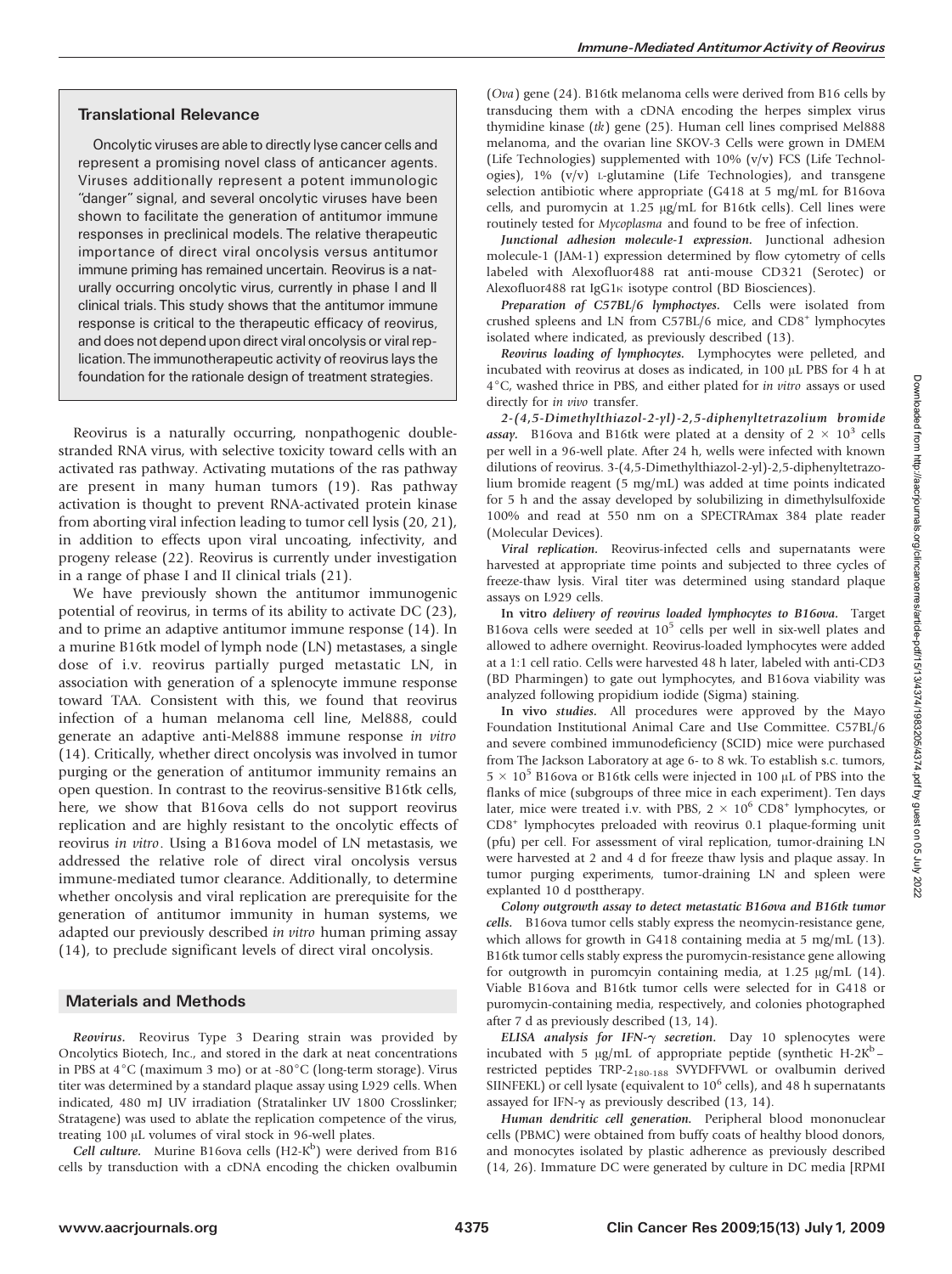## Translational Relevance

Oncolytic viruses are able to directly lyse cancer cells and represent a promising novel class of anticancer agents. Viruses additionally represent a potent immunologic "danger" signal, and several oncolytic viruses have been shown to facilitate the generation of antitumor immune responses in preclinical models. The relative therapeutic importance of direct viral oncolysis versus antitumor immune priming has remained uncertain. Reovirus is a naturally occurring oncolytic virus, currently in phase I and II clinical trials. This study shows that the antitumor immune response is critical to the therapeutic efficacy of reovirus, and does not depend upon direct viral oncolysis or viral replication. The immunotherapeutic activity of reovirus lays the foundation for the rationale design of treatment strategies.

Reovirus is a naturally occurring, nonpathogenic double-stranded RNA virus, with selective toxicity toward cells with an activated ras pathway. Activating mutations of the ras pathway are present in many human tumors (19). Ras pathway activation is thought to prevent RNA-activated protein kinase from aborting viral infection leading to tumor cell lysis (20, 21), in addition to effects upon viral uncoating, infectivity, and progeny release (22). Reovirus is currently under investigation in a range of phase I and II clinical trials (21).

We have previously shown the antitumor immunogenic potential of reovirus, in terms of its ability to activate DC (23), and to prime an adaptive antitumor immune response (14). In a murine B16tk model of lymph node (LN) metastases, a single dose of i.v. reovirus partially purged metastatic LN, in association with generation of a splenocyte immune response toward TAA. Consistent with this, we found that reovirus infection of a human melanoma cell line, Mel888, could generate an adaptive anti-Mel888 immune response *in vitro* (14). Critically, whether direct oncolysis was involved in tumor purging or the generation of antitumor immunity remains an open question. In contrast to the reovirus-sensitive B16tk cells, here, we show that B16ova cells do not support reovirus replication and are highly resistant to the oncolytic effects of reovirus *in vitro*. Using a B16ova model of LN metastasis, we addressed the relative role of direct viral oncolysis versus immune-mediated tumor clearance. Additionally, to determine whether oncolysis and viral replication are prerequisite for the generation of antitumor immunity in human systems, we adapted our previously described *in vitro* human priming assay (14), to preclude significant levels of direct viral oncolysis.

## Materials and Methods

***Reovirus.*** Reovirus Type 3 Dearing strain was provided by Oncolytics Biotech, Inc., and stored in the dark at neat concentrations in PBS at 4°C (maximum 3 mo) or at -80°C (long-term storage). Virus titer was determined by a standard plaque assay using L929 cells. When indicated, 480 mJ UV irradiation (Stratalinker UV 1800 Crosslinker; Stratagene) was used to ablate the replication competence of the virus, treating 100 μL volumes of viral stock in 96-well plates.

***Cell culture.*** Murine B16ova cells (H2-K$^b$) were derived from B16 cells by transduction with a cDNA encoding the chicken ovalbumin (*Ova*) gene (24). B16tk melanoma cells were derived from B16 cells by transducing them with a cDNA encoding the herpes simplex virus thymidine kinase (*tk*) gene (25). Human cell lines comprised Mel888 melanoma, and the ovarian line SKOV-3 Cells were grown in DMEM (Life Technologies) supplemented with 10% (v/v) FCS (Life Technologies), 1% (v/v) L-glutamine (Life Technologies), and transgene selection antibiotic where appropriate (G418 at 5 mg/mL for B16ova cells, and puromycin at 1.25 μg/mL for B16tk cells). Cell lines were routinely tested for *Mycoplasma* and found to be free of infection.

***Junctional adhesion molecule-1 expression.*** Junctional adhesion molecule-1 (JAM-1) expression determined by flow cytometry of cells labeled with Alexofluor488 rat anti-mouse CD321 (Serotec) or Alexofluor488 rat IgG1κ isotype control (BD Biosciences).

***Preparation of C57BL/6 lymphoctyes.*** Cells were isolated from crushed spleens and LN from C57BL/6 mice, and CD8$^+$ lymphocytes isolated where indicated, as previously described (13).

***Reovirus loading of lymphocytes.*** Lymphocytes were pelleted, and incubated with reovirus at doses as indicated, in 100 μL PBS for 4 h at 4°C, washed thrice in PBS, and either plated for *in vitro* assays or used directly for *in vivo* transfer.

***2-(4,5-Dimethylthiazol-2-yl)-2,5-diphenyltetrazolium bromide assay.*** B16ova and B16tk were plated at a density of $2 \times 10^3$ cells per well in a 96-well plate. After 24 h, wells were infected with known dilutions of reovirus. 3-(4,5-Dimethylthiazol-2-yl)-2,5-diphenyltetrazolium bromide reagent (5 mg/mL) was added at time points indicated for 5 h and the assay developed by solubilizing in dimethylsulfoxide 100% and read at 550 nm on a SPECTRAmax 384 plate reader (Molecular Devices).

***Viral replication.*** Reovirus-infected cells and supernatants were harvested at appropriate time points and subjected to three cycles of freeze-thaw lysis. Viral titer was determined using standard plaque assays on L929 cells.

**In vitro** ***delivery of reovirus loaded lymphocytes to B16ova.*** Target B16ova cells were seeded at $10^5$ cells per well in six-well plates and allowed to adhere overnight. Reovirus-loaded lymphocytes were added at a 1:1 cell ratio. Cells were harvested 48 h later, labeled with anti-CD3 (BD Pharmingen) to gate out lymphocytes, and B16ova viability was analyzed following propidium iodide (Sigma) staining.

**In vivo** ***studies.*** All procedures were approved by the Mayo Foundation Institutional Animal Care and Use Committee. C57BL/6 and severe combined immunodeficiency (SCID) mice were purchased from The Jackson Laboratory at age 6- to 8 wk. To establish s.c. tumors, $5 \times 10^5$ B16ova or B16tk cells were injected in 100 μL of PBS into the flanks of mice (subgroups of three mice in each experiment). Ten days later, mice were treated i.v. with PBS, $2 \times 10^6$ CD8$^+$ lymphocytes, or CD8$^+$ lymphocytes preloaded with reovirus 0.1 plaque-forming unit (pfu) per cell. For assessment of viral replication, tumor-draining LN were harvested at 2 and 4 d for freeze thaw lysis and plaque assay. In tumor purging experiments, tumor-draining LN and spleen were explanted 10 d posttherapy.

***Colony outgrowth assay to detect metastatic B16ova and B16tk tumor cells.*** B16ova tumor cells stably express the neomycin-resistance gene, which allows for growth in G418 containing media at 5 mg/mL (13). B16tk tumor cells stably express the puromycin-resistance gene allowing for outgrowth in puromcyin containing media, at 1.25 μg/mL (14). Viable B16ova and B16tk tumor cells were selected for in G418 or puromycin-containing media, respectively, and colonies photographed after 7 d as previously described (13, 14).

***ELISA analysis for IFN-γ secretion.*** Day 10 splenocytes were incubated with 5 μg/mL of appropriate peptide (synthetic H-2K$^b$–restricted peptides TRP-2$_{180\text{-}188}$ SVYDFFVWL or ovalbumin derived SIINFEKL) or cell lysate (equivalent to $10^6$ cells), and 48 h supernatants assayed for IFN-γ as previously described (13, 14).

***Human dendritic cell generation.*** Peripheral blood mononuclear cells (PBMC) were obtained from buffy coats of healthy blood donors, and monocytes isolated by plastic adherence as previously described (14, 26). Immature DC were generated by culture in DC media [RPMI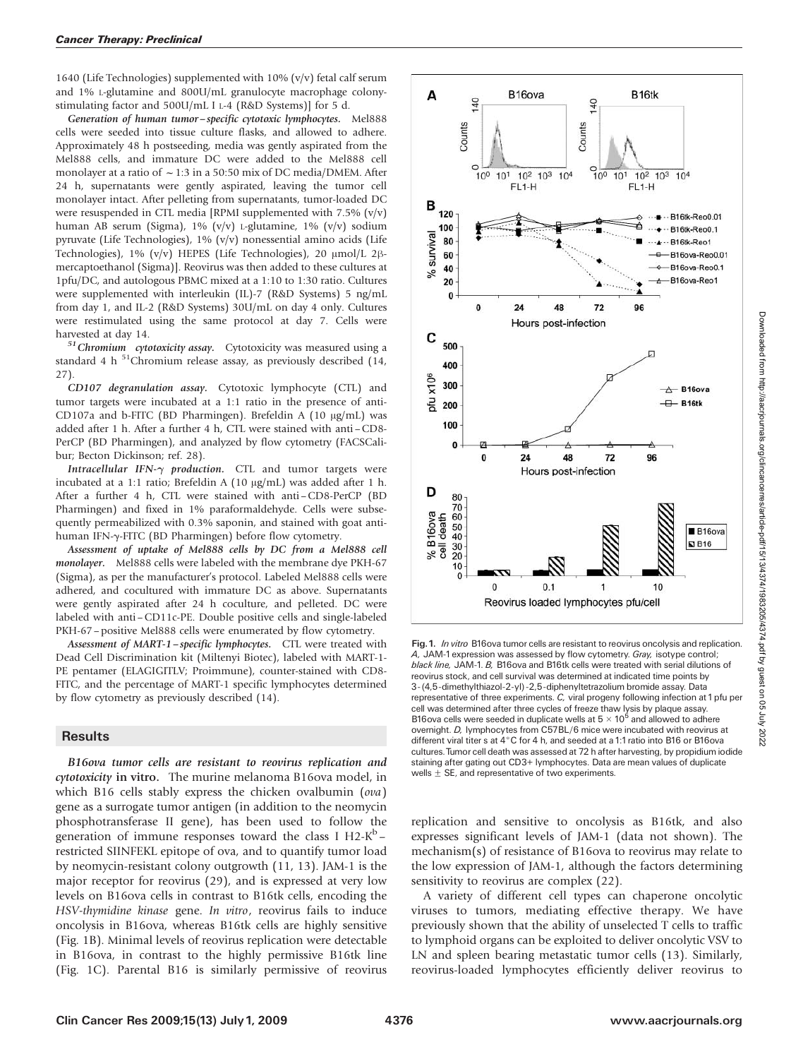1640 (Life Technologies) supplemented with 10% (v/v) fetal calf serum and 1% L-glutamine and 800U/mL granulocyte macrophage colony-stimulating factor and 500U/mL I L-4 (R&D Systems)] for 5 d.

*Generation of human tumor–specific cytotoxic lymphocytes.* Mel888 cells were seeded into tissue culture flasks, and allowed to adhere. Approximately 48 h postseeding, media was gently aspirated from the Mel888 cells, and immature DC were added to the Mel888 cell monolayer at a ratio of ~1:3 in a 50:50 mix of DC media/DMEM. After 24 h, supernatants were gently aspirated, leaving the tumor cell monolayer intact. After pelleting from supernatants, tumor-loaded DC were resuspended in CTL media [RPMI supplemented with 7.5% (v/v) human AB serum (Sigma), 1% (v/v) L-glutamine, 1% (v/v) sodium pyruvate (Life Technologies), 1% (v/v) nonessential amino acids (Life Technologies), 1% (v/v) HEPES (Life Technologies), 20 μmol/L 2β-mercaptoethanol (Sigma)]. Reovirus was then added to these cultures at 1pfu/DC, and autologous PBMC mixed at a 1:10 to 1:30 ratio. Cultures were supplemented with interleukin (IL)-7 (R&D Systems) 5 ng/mL from day 1, and IL-2 (R&D Systems) 30U/mL on day 4 only. Cultures were restimulated using the same protocol at day 7. Cells were harvested at day 14.

*$^{51}$Chromium cytotoxicity assay.* Cytotoxicity was measured using a standard 4 h $^{51}$Chromium release assay, as previously described (14, 27).

*CD107 degranulation assay.* Cytotoxic lymphocyte (CTL) and tumor targets were incubated at a 1:1 ratio in the presence of anti-CD107a and b-FITC (BD Pharmingen). Brefeldin A (10 μg/mL) was added after 1 h. After a further 4 h, CTL were stained with anti–CD8-PerCP (BD Pharmingen), and analyzed by flow cytometry (FACSCalibur; Becton Dickinson; ref. 28).

*Intracellular IFN-γ production.* CTL and tumor targets were incubated at a 1:1 ratio; Brefeldin A (10 μg/mL) was added after 1 h. After a further 4 h, CTL were stained with anti–CD8-PerCP (BD Pharmingen) and fixed in 1% paraformaldehyde. Cells were subsequently permeabilized with 0.3% saponin, and stained with goat anti-human IFN-γ-FITC (BD Pharmingen) before flow cytometry.

*Assessment of uptake of Mel888 cells by DC from a Mel888 cell monolayer.* Mel888 cells were labeled with the membrane dye PKH-67 (Sigma), as per the manufacturer's protocol. Labeled Mel888 cells were adhered, and cocultured with immature DC as above. Supernatants were gently aspirated after 24 h coculture, and pelleted. DC were labeled with anti–CD11c-PE. Double positive cells and single-labeled PKH-67–positive Mel888 cells were enumerated by flow cytometry.

*Assessment of MART-1–specific lymphocytes.* CTL were treated with Dead Cell Discrimination kit (Miltenyi Biotec), labeled with MART-1-PE pentamer (ELAGIGITLV; Proimmune), counter-stained with CD8-FITC, and the percentage of MART-1 specific lymphocytes determined by flow cytometry as previously described (14).

## Results

***B16ova tumor cells are resistant to reovirus replication and cytotoxicity* in vitro.** The murine melanoma B16ova model, in which B16 cells stably express the chicken ovalbumin (*ova*) gene as a surrogate tumor antigen (in addition to the neomycin phosphotransferase II gene), has been used to follow the generation of immune responses toward the class I H2-K$^{b}$–restricted SIINFEKL epitope of ova, and to quantify tumor load by neomycin-resistant colony outgrowth (11, 13). JAM-1 is the major receptor for reovirus (29), and is expressed at very low levels on B16ova cells in contrast to B16tk cells, encoding the *HSV-thymidine kinase* gene. *In vitro*, reovirus fails to induce oncolysis in B16ova, whereas B16tk cells are highly sensitive (Fig. 1B). Minimal levels of reovirus replication were detectable in B16ova, in contrast to the highly permissive B16tk line (Fig. 1C). Parental B16 is similarly permissive of reovirus replication and sensitive to oncolysis as B16tk, and also expresses significant levels of JAM-1 (data not shown). The mechanism(s) of resistance of B16ova to reovirus may relate to the low expression of JAM-1, although the factors determining sensitivity to reovirus are complex (22).

A variety of different cell types can chaperone oncolytic viruses to tumors, mediating effective therapy. We have previously shown that the ability of unselected T cells to traffic to lymphoid organs can be exploited to deliver oncolytic VSV to LN and spleen bearing metastatic tumor cells (13). Similarly, reovirus-loaded lymphocytes efficiently deliver reovirus to

**Fig. 1.** *In vitro* B16ova tumor cells are resistant to reovirus oncolysis and replication. *A,* JAM-1 expression was assessed by flow cytometry. *Gray,* isotype control; *black line,* JAM-1. *B,* B16ova and B16tk cells were treated with serial dilutions of reovirus stock, and cell survival was determined at indicated time points by 3-(4,5-dimethylthiazol-2-yl)-2,5-diphenyltetrazolium bromide assay. Data representative of three experiments. *C,* viral progeny following infection at 1 pfu per cell was determined after three cycles of freeze thaw lysis by plaque assay. B16ova cells were seeded in duplicate wells at $5 \times 10^{5}$ and allowed to adhere overnight. *D,* lymphocytes from C57BL/6 mice were incubated with reovirus at different viral titer s at 4°C for 4 h, and seeded at a 1:1 ratio into B16 or B16ova cultures. Tumor cell death was assessed at 72 h after harvesting, by propidium iodide staining after gating out CD3+ lymphocytes. Data are mean values of duplicate wells ± SE, and representative of two experiments.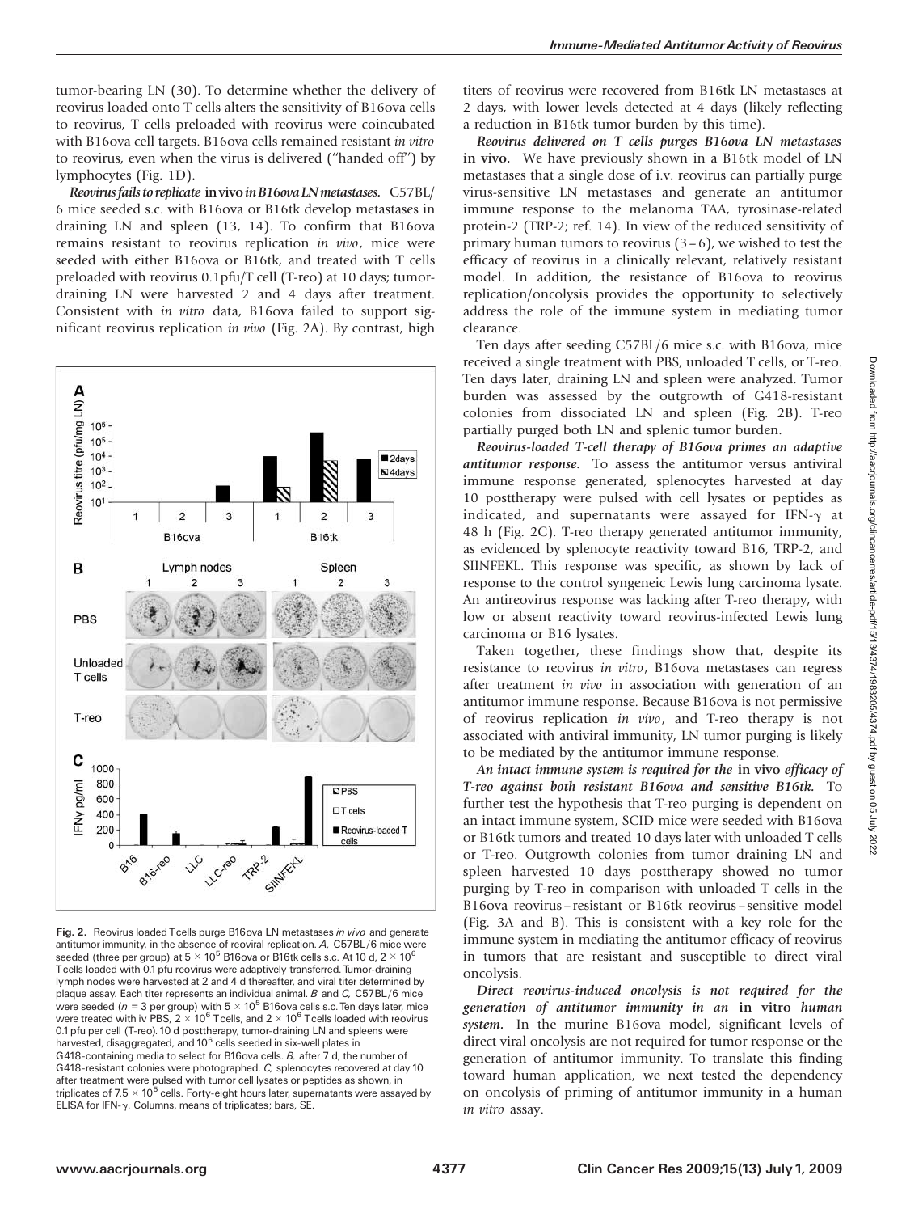tumor-bearing LN (30). To determine whether the delivery of reovirus loaded onto T cells alters the sensitivity of B16ova cells to reovirus, T cells preloaded with reovirus were coincubated with B16ova cell targets. B16ova cells remained resistant *in vitro* to reovirus, even when the virus is delivered ("handed off") by lymphocytes (Fig. 1D).

***Reovirus fails to replicate* in vivo *in B16ova LN metastases.*** C57BL/6 mice seeded s.c. with B16ova or B16tk develop metastases in draining LN and spleen (13, 14). To confirm that B16ova remains resistant to reovirus replication *in vivo*, mice were seeded with either B16ova or B16tk, and treated with T cells preloaded with reovirus 0.1pfu/T cell (T-reo) at 10 days; tumor-draining LN were harvested 2 and 4 days after treatment. Consistent with *in vitro* data, B16ova failed to support significant reovirus replication *in vivo* (Fig. 2A). By contrast, high titers of reovirus were recovered from B16tk LN metastases at 2 days, with lower levels detected at 4 days (likely reflecting a reduction in B16tk tumor burden by this time).

**Fig. 2.** Reovirus loaded T cells purge B16ova LN metastases *in vivo* and generate antitumor immunity, in the absence of reoviral replication. *A,* C57BL/6 mice were seeded (three per group) at $5 \times 10^5$ B16ova or B16tk cells s.c. At 10 d, $2 \times 10^6$ T cells loaded with 0.1 pfu reovirus were adaptively transferred. Tumor-draining lymph nodes were harvested at 2 and 4 d thereafter, and viral titer determined by plaque assay. Each titer represents an individual animal. *B* and *C,* C57BL/6 mice were seeded ($n = 3$ per group) with $5 \times 10^5$ B16ova cells s.c. Ten days later, mice were treated with iv PBS, $2 \times 10^6$ T cells, and $2 \times 10^6$ T cells loaded with reovirus 0.1 pfu per cell (T-reo). 10 d posttherapy, tumor-draining LN and spleens were harvested, disaggregated, and $10^6$ cells seeded in six-well plates in G418-containing media to select for B16ova cells. *B,* after 7 d, the number of G418-resistant colonies were photographed. *C,* splenocytes recovered at day 10 after treatment were pulsed with tumor cell lysates or peptides as shown, in triplicates of $7.5 \times 10^5$ cells. Forty-eight hours later, supernatants were assayed by ELISA for IFN-γ. Columns, means of triplicates; bars, SE.

***Reovirus delivered on T cells purges B16ova LN metastases* in vivo.** We have previously shown in a B16tk model of LN metastases that a single dose of i.v. reovirus can partially purge virus-sensitive LN metastases and generate an antitumor immune response to the melanoma TAA, tyrosinase-related protein-2 (TRP-2; ref. 14). In view of the reduced sensitivity of primary human tumors to reovirus (3–6), we wished to test the efficacy of reovirus in a clinically relevant, relatively resistant model. In addition, the resistance of B16ova to reovirus replication/oncolysis provides the opportunity to selectively address the role of the immune system in mediating tumor clearance.

Ten days after seeding C57BL/6 mice s.c. with B16ova, mice received a single treatment with PBS, unloaded T cells, or T-reo. Ten days later, draining LN and spleen were analyzed. Tumor burden was assessed by the outgrowth of G418-resistant colonies from dissociated LN and spleen (Fig. 2B). T-reo partially purged both LN and splenic tumor burden.

***Reovirus-loaded T-cell therapy of B16ova primes an adaptive antitumor response.*** To assess the antitumor versus antiviral immune response generated, splenocytes harvested at day 10 posttherapy were pulsed with cell lysates or peptides as indicated, and supernatants were assayed for IFN-γ at 48 h (Fig. 2C). T-reo therapy generated antitumor immunity, as evidenced by splenocyte reactivity toward B16, TRP-2, and SIINFEKL. This response was specific, as shown by lack of response to the control syngeneic Lewis lung carcinoma lysate. An antireovirus response was lacking after T-reo therapy, with low or absent reactivity toward reovirus-infected Lewis lung carcinoma or B16 lysates.

Taken together, these findings show that, despite its resistance to reovirus *in vitro*, B16ova metastases can regress after treatment *in vivo* in association with generation of an antitumor immune response. Because B16ova is not permissive of reovirus replication *in vivo*, and T-reo therapy is not associated with antiviral immunity, LN tumor purging is likely to be mediated by the antitumor immune response.

***An intact immune system is required for the* in vivo *efficacy of T-reo against both resistant B16ova and sensitive B16tk.*** To further test the hypothesis that T-reo purging is dependent on an intact immune system, SCID mice were seeded with B16ova or B16tk tumors and treated 10 days later with unloaded T cells or T-reo. Outgrowth colonies from tumor draining LN and spleen harvested 10 days posttherapy showed no tumor purging by T-reo in comparison with unloaded T cells in the B16ova reovirus–resistant or B16tk reovirus–sensitive model (Fig. 3A and B). This is consistent with a key role for the immune system in mediating the antitumor efficacy of reovirus in tumors that are resistant and susceptible to direct viral oncolysis.

***Direct reovirus-induced oncolysis is not required for the generation of antitumor immunity in an* in vitro *human system.*** In the murine B16ova model, significant levels of direct viral oncolysis are not required for tumor response or the generation of antitumor immunity. To translate this finding toward human application, we next tested the dependency on oncolysis of priming of antitumor immunity in a human *in vitro* assay.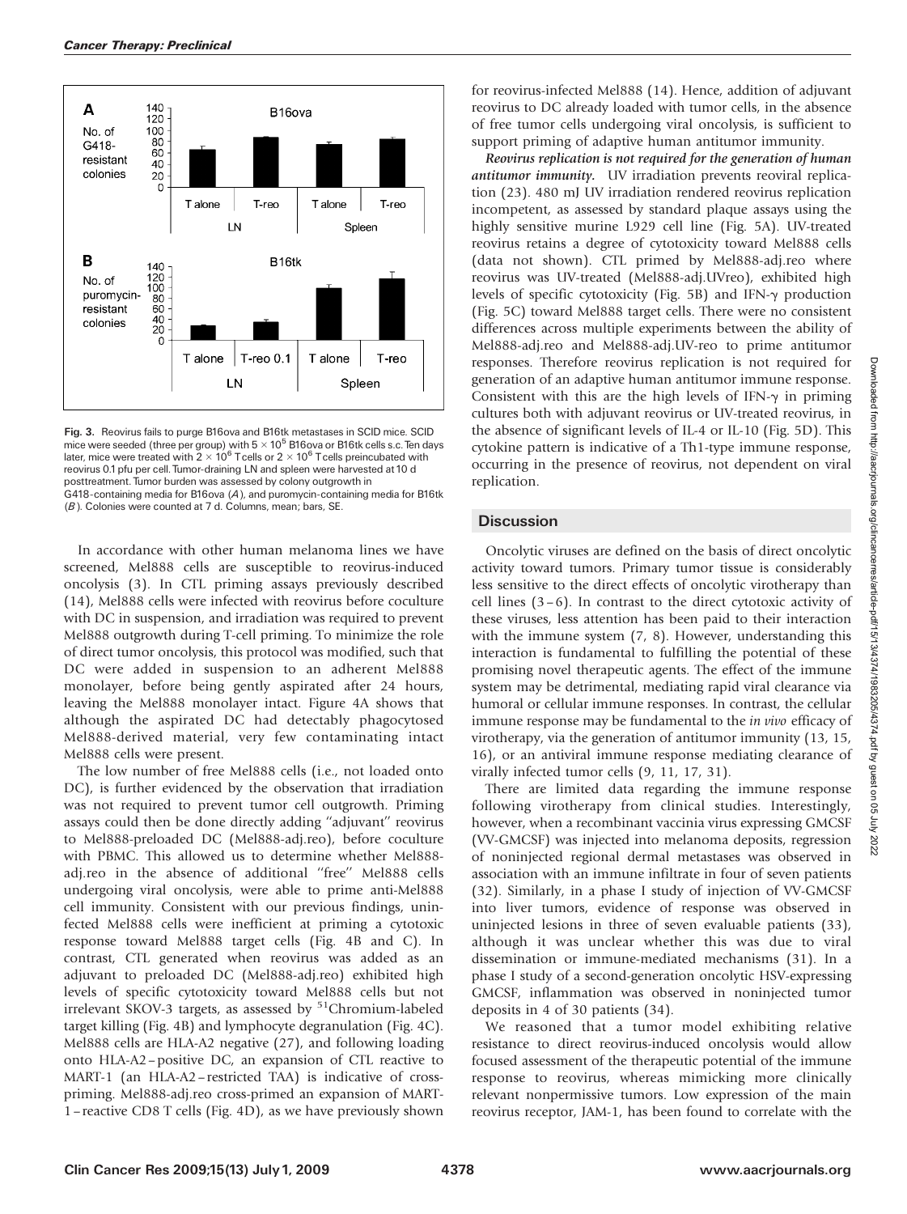Fig. 3. Reovirus fails to purge B16ova and B16tk metastases in SCID mice. SCID mice were seeded (three per group) with $5 \times 10^5$ B16ova or B16tk cells s.c. Ten days later, mice were treated with $2 \times 10^6$ T cells or $2 \times 10^6$ T cells preincubated with reovirus 0.1 pfu per cell. Tumor-draining LN and spleen were harvested at 10 d posttreatment. Tumor burden was assessed by colony outgrowth in G418-containing media for B16ova (*A*), and puromycin-containing media for B16tk (*B*). Colonies were counted at 7 d. Columns, mean; bars, SE.

In accordance with other human melanoma lines we have screened, Mel888 cells are susceptible to reovirus-induced oncolysis (3). In CTL priming assays previously described (14), Mel888 cells were infected with reovirus before coculture with DC in suspension, and irradiation was required to prevent Mel888 outgrowth during T-cell priming. To minimize the role of direct tumor oncolysis, this protocol was modified, such that DC were added in suspension to an adherent Mel888 monolayer, before being gently aspirated after 24 hours, leaving the Mel888 monolayer intact. Figure 4A shows that although the aspirated DC had detectably phagocytosed Mel888-derived material, very few contaminating intact Mel888 cells were present.

The low number of free Mel888 cells (i.e., not loaded onto DC), is further evidenced by the observation that irradiation was not required to prevent tumor cell outgrowth. Priming assays could then be done directly adding "adjuvant" reovirus to Mel888-preloaded DC (Mel888-adj.reo), before coculture with PBMC. This allowed us to determine whether Mel888-adj.reo in the absence of additional "free" Mel888 cells undergoing viral oncolysis, were able to prime anti-Mel888 cell immunity. Consistent with our previous findings, uninfected Mel888 cells were inefficient at priming a cytotoxic response toward Mel888 target cells (Fig. 4B and C). In contrast, CTL generated when reovirus was added as an adjuvant to preloaded DC (Mel888-adj.reo) exhibited high levels of specific cytotoxicity toward Mel888 cells but not irrelevant SKOV-3 targets, as assessed by $^{51}$Chromium-labeled target killing (Fig. 4B) and lymphocyte degranulation (Fig. 4C). Mel888 cells are HLA-A2 negative (27), and following loading onto HLA-A2–positive DC, an expansion of CTL reactive to MART-1 (an HLA-A2–restricted TAA) is indicative of cross-priming. Mel888-adj.reo cross-primed an expansion of MART-1–reactive CD8 T cells (Fig. 4D), as we have previously shown for reovirus-infected Mel888 (14). Hence, addition of adjuvant reovirus to DC already loaded with tumor cells, in the absence of free tumor cells undergoing viral oncolysis, is sufficient to support priming of adaptive human antitumor immunity.

***Reovirus replication is not required for the generation of human antitumor immunity.*** UV irradiation prevents reoviral replication (23). 480 mJ UV irradiation rendered reovirus replication incompetent, as assessed by standard plaque assays using the highly sensitive murine L929 cell line (Fig. 5A). UV-treated reovirus retains a degree of cytotoxicity toward Mel888 cells (data not shown). CTL primed by Mel888-adj.reo where reovirus was UV-treated (Mel888-adj.UVreo), exhibited high levels of specific cytotoxicity (Fig. 5B) and IFN-γ production (Fig. 5C) toward Mel888 target cells. There were no consistent differences across multiple experiments between the ability of Mel888-adj.reo and Mel888-adj.UV-reo to prime antitumor responses. Therefore reovirus replication is not required for generation of an adaptive human antitumor immune response. Consistent with this are the high levels of IFN-γ in priming cultures both with adjuvant reovirus or UV-treated reovirus, in the absence of significant levels of IL-4 or IL-10 (Fig. 5D). This cytokine pattern is indicative of a Th1-type immune response, occurring in the presence of reovirus, not dependent on viral replication.

## Discussion

Oncolytic viruses are defined on the basis of direct oncolytic activity toward tumors. Primary tumor tissue is considerably less sensitive to the direct effects of oncolytic virotherapy than cell lines (3–6). In contrast to the direct cytotoxic activity of these viruses, less attention has been paid to their interaction with the immune system (7, 8). However, understanding this interaction is fundamental to fulfilling the potential of these promising novel therapeutic agents. The effect of the immune system may be detrimental, mediating rapid viral clearance via humoral or cellular immune responses. In contrast, the cellular immune response may be fundamental to the *in vivo* efficacy of virotherapy, via the generation of antitumor immunity (13, 15, 16), or an antiviral immune response mediating clearance of virally infected tumor cells (9, 11, 17, 31).

There are limited data regarding the immune response following virotherapy from clinical studies. Interestingly, however, when a recombinant vaccinia virus expressing GMCSF (VV-GMCSF) was injected into melanoma deposits, regression of noninjected regional dermal metastases was observed in association with an immune infiltrate in four of seven patients (32). Similarly, in a phase I study of injection of VV-GMCSF into liver tumors, evidence of response was observed in uninjected lesions in three of seven evaluable patients (33), although it was unclear whether this was due to viral dissemination or immune-mediated mechanisms (31). In a phase I study of a second-generation oncolytic HSV-expressing GMCSF, inflammation was observed in noninjected tumor deposits in 4 of 30 patients (34).

We reasoned that a tumor model exhibiting relative resistance to direct reovirus-induced oncolysis would allow focused assessment of the therapeutic potential of the immune response to reovirus, whereas mimicking more clinically relevant nonpermissive tumors. Low expression of the main reovirus receptor, JAM-1, has been found to correlate with the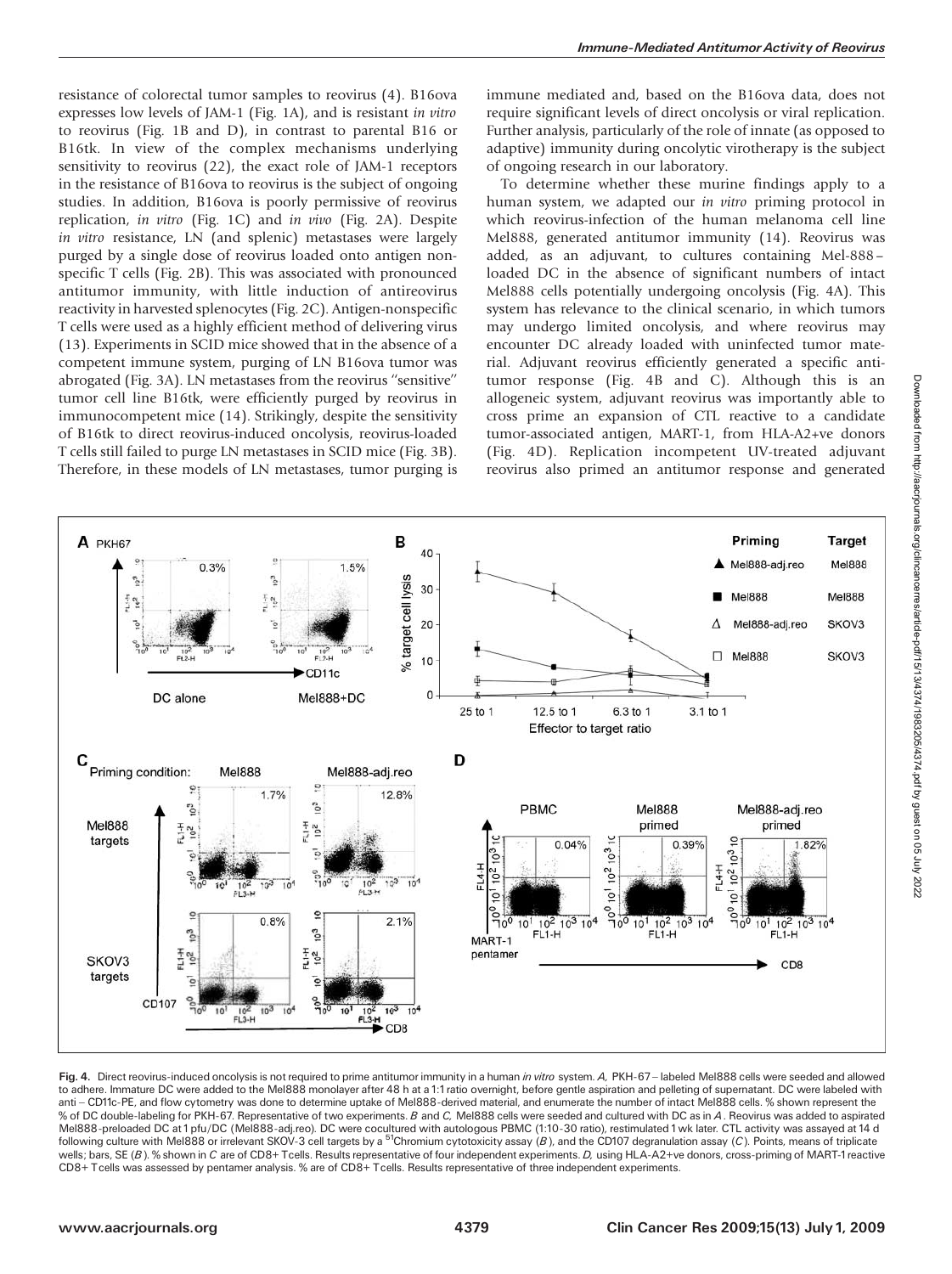resistance of colorectal tumor samples to reovirus (4). B16ova expresses low levels of JAM-1 (Fig. 1A), and is resistant *in vitro* to reovirus (Fig. 1B and D), in contrast to parental B16 or B16tk. In view of the complex mechanisms underlying sensitivity to reovirus (22), the exact role of JAM-1 receptors in the resistance of B16ova to reovirus is the subject of ongoing studies. In addition, B16ova is poorly permissive of reovirus replication, *in vitro* (Fig. 1C) and *in vivo* (Fig. 2A). Despite *in vitro* resistance, LN (and splenic) metastases were largely purged by a single dose of reovirus loaded onto antigen nonspecific T cells (Fig. 2B). This was associated with pronounced antitumor immunity, with little induction of antireovirus reactivity in harvested splenocytes (Fig. 2C). Antigen-nonspecific T cells were used as a highly efficient method of delivering virus (13). Experiments in SCID mice showed that in the absence of a competent immune system, purging of LN B16ova tumor was abrogated (Fig. 3A). LN metastases from the reovirus "sensitive" tumor cell line B16tk, were efficiently purged by reovirus in immunocompetent mice (14). Strikingly, despite the sensitivity of B16tk to direct reovirus-induced oncolysis, reovirus-loaded T cells still failed to purge LN metastases in SCID mice (Fig. 3B). Therefore, in these models of LN metastases, tumor purging is immune mediated and, based on the B16ova data, does not require significant levels of direct oncolysis or viral replication. Further analysis, particularly of the role of innate (as opposed to adaptive) immunity during oncolytic virotherapy is the subject of ongoing research in our laboratory.

To determine whether these murine findings apply to a human system, we adapted our *in vitro* priming protocol in which reovirus-infection of the human melanoma cell line Mel888, generated antitumor immunity (14). Reovirus was added, as an adjuvant, to cultures containing Mel-888–loaded DC in the absence of significant numbers of intact Mel888 cells potentially undergoing oncolysis (Fig. 4A). This system has relevance to the clinical scenario, in which tumors may undergo limited oncolysis, and where reovirus may encounter DC already loaded with uninfected tumor material. Adjuvant reovirus efficiently generated a specific antitumor response (Fig. 4B and C). Although this is an allogeneic system, adjuvant reovirus was importantly able to cross prime an expansion of CTL reactive to a candidate tumor-associated antigen, MART-1, from HLA-A2+ve donors (Fig. 4D). Replication incompetent UV-treated adjuvant reovirus also primed an antitumor response and generated

**Fig. 4.** Direct reovirus-induced oncolysis is not required to prime antitumor immunity in a human *in vitro* system. *A,* PKH-67–labeled Mel888 cells were seeded and allowed to adhere. Immature DC were added to the Mel888 monolayer after 48 h at a 1:1 ratio overnight, before gentle aspiration and pelleting of supernatant. DC were labeled with anti–CD11c-PE, and flow cytometry was done to determine uptake of Mel888-derived material, and enumerate the number of intact Mel888 cells. % shown represent the % of DC double-labeling for PKH-67. Representative of two experiments. *B* and *C,* Mel888 cells were seeded and cultured with DC as in *A*. Reovirus was added to aspirated Mel888-preloaded DC at 1 pfu/DC (Mel888-adj.reo). DC were cocultured with autologous PBMC (1:10-30 ratio), restimulated 1 wk later. CTL activity was assayed at 14 d following culture with Mel888 or irrelevant SKOV-3 cell targets by a $^{51}$Chromium cytotoxicity assay (*B*), and the CD107 degranulation assay (*C*). Points, means of triplicate wells; bars, SE (*B*). % shown in *C* are of CD8+ T cells. Results representative of four independent experiments. *D,* using HLA-A2+ve donors, cross-priming of MART-1 reactive CD8+ T cells was assessed by pentamer analysis. % are of CD8+ T cells. Results representative of three independent experiments.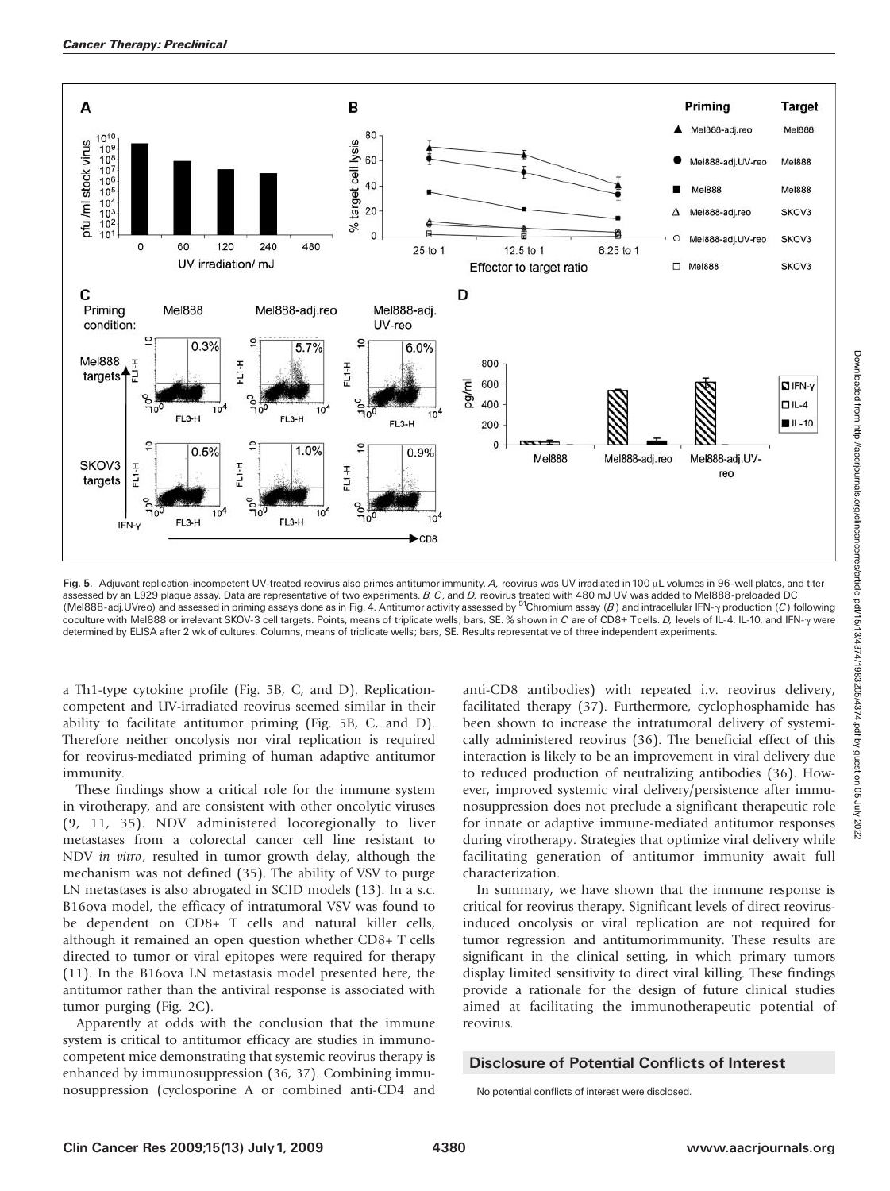Fig. 5. Adjuvant replication-incompetent UV-treated reovirus also primes antitumor immunity. *A,* reovirus was UV irradiated in 100 μL volumes in 96-well plates, and titer assessed by an L929 plaque assay. Data are representative of two experiments. *B, C*, and *D,* reovirus treated with 480 mJ UV was added to Mel888-preloaded DC (Mel888-adj.UVreo) and assessed in priming assays done as in Fig. 4. Antitumor activity assessed by $^{51}$Chromium assay (*B*) and intracellular IFN-γ production (*C*) following coculture with Mel888 or irrelevant SKOV-3 cell targets. Points, means of triplicate wells; bars, SE. % shown in *C* are of CD8+ T cells. *D,* levels of IL-4, IL-10, and IFN-γ were determined by ELISA after 2 wk of cultures. Columns, means of triplicate wells; bars, SE. Results representative of three independent experiments.

a Th1-type cytokine profile (Fig. 5B, C, and D). Replication-competent and UV-irradiated reovirus seemed similar in their ability to facilitate antitumor priming (Fig. 5B, C, and D). Therefore neither oncolysis nor viral replication is required for reovirus-mediated priming of human adaptive antitumor immunity.

These findings show a critical role for the immune system in virotherapy, and are consistent with other oncolytic viruses (9, 11, 35). NDV administered locoregionally to liver metastases from a colorectal cancer cell line resistant to NDV *in vitro*, resulted in tumor growth delay, although the mechanism was not defined (35). The ability of VSV to purge LN metastases is also abrogated in SCID models (13). In a s.c. B16ova model, the efficacy of intratumoral VSV was found to be dependent on CD8+ T cells and natural killer cells, although it remained an open question whether CD8+ T cells directed to tumor or viral epitopes were required for therapy (11). In the B16ova LN metastasis model presented here, the antitumor rather than the antiviral response is associated with tumor purging (Fig. 2C).

Apparently at odds with the conclusion that the immune system is critical to antitumor efficacy are studies in immunocompetent mice demonstrating that systemic reovirus therapy is enhanced by immunosuppression (36, 37). Combining immunosuppression (cyclosporine A or combined anti-CD4 and anti-CD8 antibodies) with repeated i.v. reovirus delivery, facilitated therapy (37). Furthermore, cyclophosphamide has been shown to increase the intratumoral delivery of systemically administered reovirus (36). The beneficial effect of this interaction is likely to be an improvement in viral delivery due to reduced production of neutralizing antibodies (36). However, improved systemic viral delivery/persistence after immunosuppression does not preclude a significant therapeutic role for innate or adaptive immune-mediated antitumor responses during virotherapy. Strategies that optimize viral delivery while facilitating generation of antitumor immunity await full characterization.

In summary, we have shown that the immune response is critical for reovirus therapy. Significant levels of direct reovirus-induced oncolysis or viral replication are not required for tumor regression and antitumorimmunity. These results are significant in the clinical setting, in which primary tumors display limited sensitivity to direct viral killing. These findings provide a rationale for the design of future clinical studies aimed at facilitating the immunotherapeutic potential of reovirus.

## Disclosure of Potential Conflicts of Interest

No potential conflicts of interest were disclosed.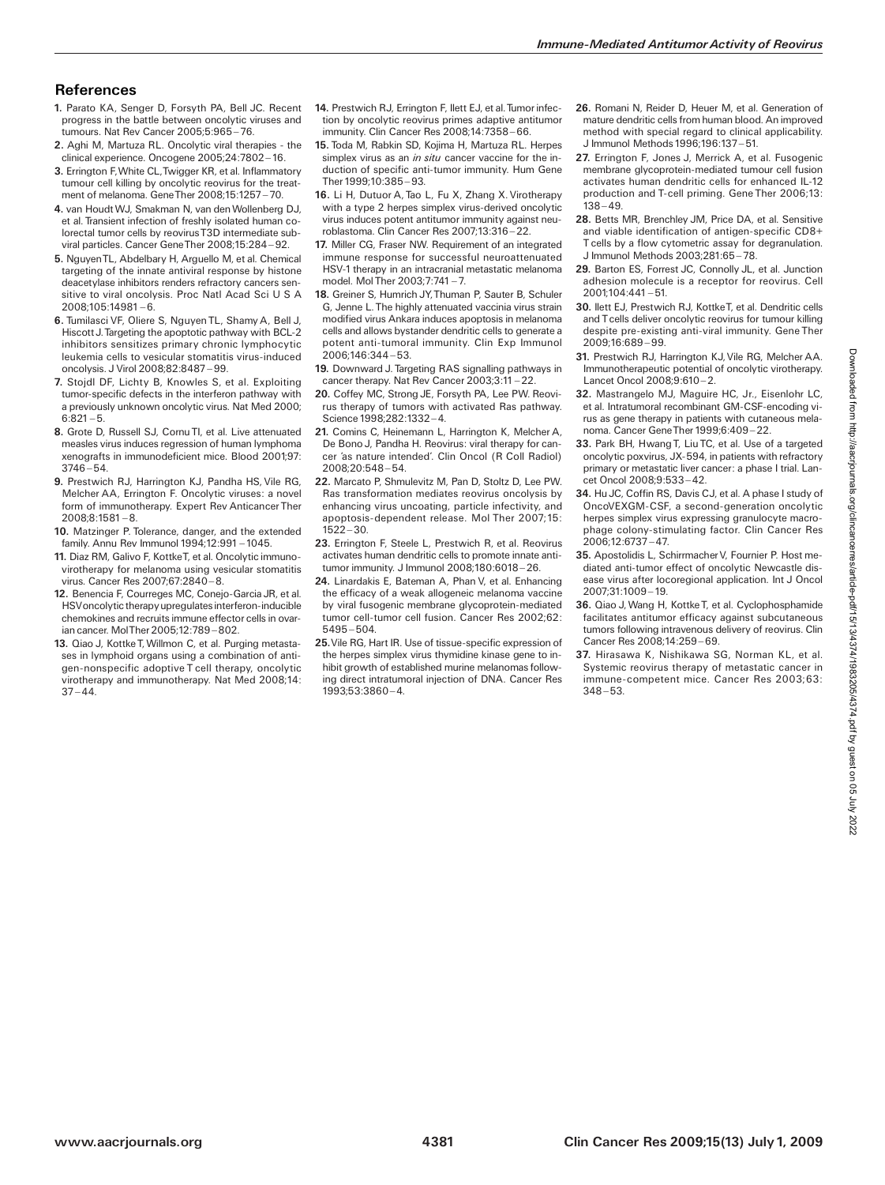## References

1. Parato KA, Senger D, Forsyth PA, Bell JC. Recent progress in the battle between oncolytic viruses and tumours. Nat Rev Cancer 2005;5:965 – 76.
2. Aghi M, Martuza RL. Oncolytic viral therapies - the clinical experience. Oncogene 2005;24:7802 – 16.
3. Errington F, White CL, Twigger KR, et al. Inflammatory tumour cell killing by oncolytic reovirus for the treatment of melanoma. Gene Ther 2008;15:1257 – 70.
4. van Houdt WJ, Smakman N, van den Wollenberg DJ, et al. Transient infection of freshly isolated human colorectal tumor cells by reovirus T3D intermediate subviral particles. Cancer Gene Ther 2008;15:284 – 92.
5. Nguyen TL, Abdelbary H, Arguello M, et al. Chemical targeting of the innate antiviral response by histone deacetylase inhibitors renders refractory cancers sensitive to viral oncolysis. Proc Natl Acad Sci U S A 2008;105:14981 – 6.
6. Tumilasci VF, Oliere S, Nguyen TL, Shamy A, Bell J, Hiscott J. Targeting the apoptotic pathway with BCL-2 inhibitors sensitizes primary chronic lymphocytic leukemia cells to vesicular stomatitis virus-induced oncolysis. J Virol 2008;82:8487 – 99.
7. Stojdl DF, Lichty B, Knowles S, et al. Exploiting tumor-specific defects in the interferon pathway with a previously unknown oncolytic virus. Nat Med 2000; 6:821 – 5.
8. Grote D, Russell SJ, Cornu TI, et al. Live attenuated measles virus induces regression of human lymphoma xenografts in immunodeficient mice. Blood 2001;97: 3746 – 54.
9. Prestwich RJ, Harrington KJ, Pandha HS, Vile RG, Melcher AA, Errington F. Oncolytic viruses: a novel form of immunotherapy. Expert Rev Anticancer Ther 2008;8:1581 – 8.
10. Matzinger P. Tolerance, danger, and the extended family. Annu Rev Immunol 1994;12:991 – 1045.
11. Diaz RM, Galivo F, Kottke T, et al. Oncolytic immunovirotherapy for melanoma using vesicular stomatitis virus. Cancer Res 2007;67:2840 – 8.
12. Benencia F, Courreges MC, Conejo-Garcia JR, et al. HSV oncolytic therapy upregulates interferon-inducible chemokines and recruits immune effector cells in ovarian cancer. Mol Ther 2005;12:789 – 802.
13. Qiao J, Kottke T, Willmon C, et al. Purging metastases in lymphoid organs using a combination of antigen-nonspecific adoptive T cell therapy, oncolytic virotherapy and immunotherapy. Nat Med 2008;14: 37 – 44.
14. Prestwich RJ, Errington F, Ilett EJ, et al. Tumor infection by oncolytic reovirus primes adaptive antitumor immunity. Clin Cancer Res 2008;14:7358 – 66.
15. Toda M, Rabkin SD, Kojima H, Martuza RL. Herpes simplex virus as an *in situ* cancer vaccine for the induction of specific anti-tumor immunity. Hum Gene Ther 1999;10:385 – 93.
16. Li H, Dutuor A, Tao L, Fu X, Zhang X. Virotherapy with a type 2 herpes simplex virus-derived oncolytic virus induces potent antitumor immunity against neuroblastoma. Clin Cancer Res 2007;13:316 – 22.
17. Miller CG, Fraser NW. Requirement of an integrated immune response for successful neuroattenuated HSV-1 therapy in an intracranial metastatic melanoma model. Mol Ther 2003;7:741 – 7.
18. Greiner S, Humrich JY, Thuman P, Sauter B, Schuler G, Jenne L. The highly attenuated vaccinia virus strain modified virus Ankara induces apoptosis in melanoma cells and allows bystander dendritic cells to generate a potent anti-tumoral immunity. Clin Exp Immunol 2006;146:344 – 53.
19. Downward J. Targeting RAS signalling pathways in cancer therapy. Nat Rev Cancer 2003;3:11 – 22.
20. Coffey MC, Strong JE, Forsyth PA, Lee PW. Reovirus therapy of tumors with activated Ras pathway. Science 1998;282:1332 – 4.
21. Comins C, Heinemann L, Harrington K, Melcher A, De Bono J, Pandha H. Reovirus: viral therapy for cancer 'as nature intended'. Clin Oncol (R Coll Radiol) 2008;20:548 – 54.
22. Marcato P, Shmulevitz M, Pan D, Stoltz D, Lee PW. Ras transformation mediates reovirus oncolysis by enhancing virus uncoating, particle infectivity, and apoptosis-dependent release. Mol Ther 2007;15: 1522 – 30.
23. Errington F, Steele L, Prestwich R, et al. Reovirus activates human dendritic cells to promote innate antitumor immunity. J Immunol 2008;180:6018 – 26.
24. Linardakis E, Bateman A, Phan V, et al. Enhancing the efficacy of a weak allogeneic melanoma vaccine by viral fusogenic membrane glycoprotein-mediated tumor cell-tumor cell fusion. Cancer Res 2002;62: 5495 – 504.
25. Vile RG, Hart IR. Use of tissue-specific expression of the herpes simplex virus thymidine kinase gene to inhibit growth of established murine melanomas following direct intratumoral injection of DNA. Cancer Res 1993;53:3860 – 4.
26. Romani N, Reider D, Heuer M, et al. Generation of mature dendritic cells from human blood. An improved method with special regard to clinical applicability. J Immunol Methods 1996;196:137 – 51.
27. Errington F, Jones J, Merrick A, et al. Fusogenic membrane glycoprotein-mediated tumour cell fusion activates human dendritic cells for enhanced IL-12 production and T-cell priming. Gene Ther 2006;13: 138 – 49.
28. Betts MR, Brenchley JM, Price DA, et al. Sensitive and viable identification of antigen-specific CD8+ T cells by a flow cytometric assay for degranulation. J Immunol Methods 2003;281:65 – 78.
29. Barton ES, Forrest JC, Connolly JL, et al. Junction adhesion molecule is a receptor for reovirus. Cell 2001;104:441 – 51.
30. Ilett EJ, Prestwich RJ, Kottke T, et al. Dendritic cells and T cells deliver oncolytic reovirus for tumour killing despite pre-existing anti-viral immunity. Gene Ther 2009;16:689 – 99.
31. Prestwich RJ, Harrington KJ, Vile RG, Melcher AA. Immunotherapeutic potential of oncolytic virotherapy. Lancet Oncol 2008;9:610 – 2.
32. Mastrangelo MJ, Maguire HC, Jr., Eisenlohr LC, et al. Intratumoral recombinant GM-CSF-encoding virus as gene therapy in patients with cutaneous melanoma. Cancer Gene Ther 1999;6:409 – 22.
33. Park BH, Hwang T, Liu TC, et al. Use of a targeted oncolytic poxvirus, JX-594, in patients with refractory primary or metastatic liver cancer: a phase I trial. Lancet Oncol 2008;9:533 – 42.
34. Hu JC, Coffin RS, Davis CJ, et al. A phase I study of OncoVEXGM-CSF, a second-generation oncolytic herpes simplex virus expressing granulocyte macrophage colony-stimulating factor. Clin Cancer Res 2006;12:6737 – 47.
35. Apostolidis L, Schirrmacher V, Fournier P. Host mediated anti-tumor effect of oncolytic Newcastle disease virus after locoregional application. Int J Oncol 2007;31:1009 – 19.
36. Qiao J, Wang H, Kottke T, et al. Cyclophosphamide facilitates antitumor efficacy against subcutaneous tumors following intravenous delivery of reovirus. Clin Cancer Res 2008;14:259 – 69.
37. Hirasawa K, Nishikawa SG, Norman KL, et al. Systemic reovirus therapy of metastatic cancer in immune-competent mice. Cancer Res 2003;63: 348 – 53.